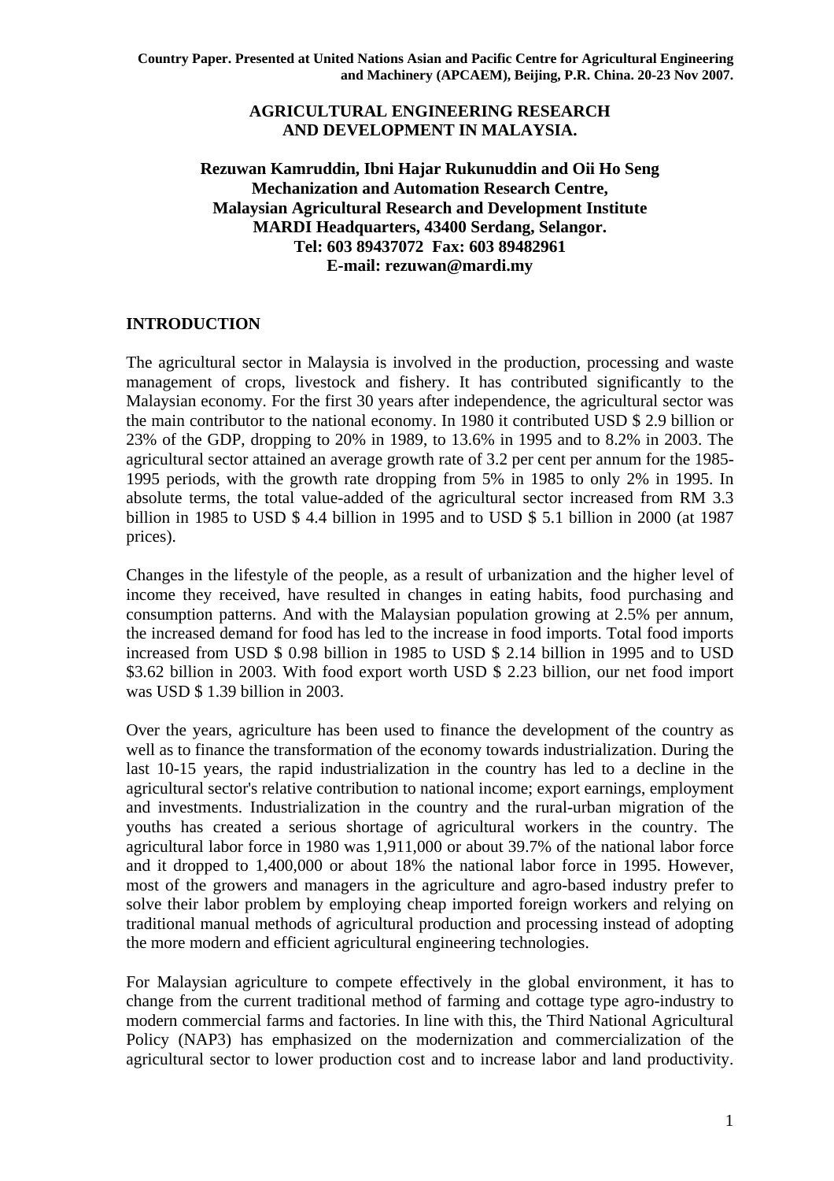Country Paper. Presented at United Nations Asian and Pacific Centre for Agricultural Engineering and Machinery (APCAEM), Beijing, P.R. China. 20-23 Nov 2007.

# AGRICULTURAL ENGINEERING RESEARCH AND DEVELOPMENT IN MALAYSIA.

**Rezuwan Kamruddin, Ibni Hajar Rukunuddin and Oii Ho Seng**
**Mechanization and Automation Research Centre,**
**Malaysian Agricultural Research and Development Institute**
**MARDI Headquarters, 43400 Serdang, Selangor.**
**Tel: 603 89437072 Fax: 603 89482961**
**E-mail: rezuwan@mardi.my**

## INTRODUCTION

The agricultural sector in Malaysia is involved in the production, processing and waste management of crops, livestock and fishery. It has contributed significantly to the Malaysian economy. For the first 30 years after independence, the agricultural sector was the main contributor to the national economy. In 1980 it contributed USD $ 2.9 billion or 23% of the GDP, dropping to 20% in 1989, to 13.6% in 1995 and to 8.2% in 2003. The agricultural sector attained an average growth rate of 3.2 per cent per annum for the 1985-1995 periods, with the growth rate dropping from 5% in 1985 to only 2% in 1995. In absolute terms, the total value-added of the agricultural sector increased from RM 3.3 billion in 1985 to USD $ 4.4 billion in 1995 and to USD $ 5.1 billion in 2000 (at 1987 prices).

Changes in the lifestyle of the people, as a result of urbanization and the higher level of income they received, have resulted in changes in eating habits, food purchasing and consumption patterns. And with the Malaysian population growing at 2.5% per annum, the increased demand for food has led to the increase in food imports. Total food imports increased from USD $ 0.98 billion in 1985 to USD $ 2.14 billion in 1995 and to USD $3.62 billion in 2003. With food export worth USD $ 2.23 billion, our net food import was USD $ 1.39 billion in 2003.

Over the years, agriculture has been used to finance the development of the country as well as to finance the transformation of the economy towards industrialization. During the last 10-15 years, the rapid industrialization in the country has led to a decline in the agricultural sector's relative contribution to national income; export earnings, employment and investments. Industrialization in the country and the rural-urban migration of the youths has created a serious shortage of agricultural workers in the country. The agricultural labor force in 1980 was 1,911,000 or about 39.7% of the national labor force and it dropped to 1,400,000 or about 18% the national labor force in 1995. However, most of the growers and managers in the agriculture and agro-based industry prefer to solve their labor problem by employing cheap imported foreign workers and relying on traditional manual methods of agricultural production and processing instead of adopting the more modern and efficient agricultural engineering technologies.

For Malaysian agriculture to compete effectively in the global environment, it has to change from the current traditional method of farming and cottage type agro-industry to modern commercial farms and factories. In line with this, the Third National Agricultural Policy (NAP3) has emphasized on the modernization and commercialization of the agricultural sector to lower production cost and to increase labor and land productivity.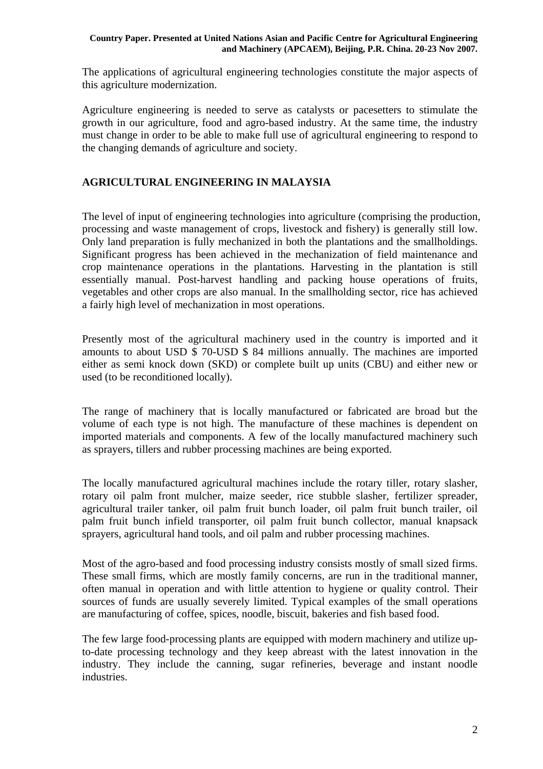The applications of agricultural engineering technologies constitute the major aspects of this agriculture modernization.

Agriculture engineering is needed to serve as catalysts or pacesetters to stimulate the growth in our agriculture, food and agro-based industry. At the same time, the industry must change in order to be able to make full use of agricultural engineering to respond to the changing demands of agriculture and society.

## AGRICULTURAL ENGINEERING IN MALAYSIA

The level of input of engineering technologies into agriculture (comprising the production, processing and waste management of crops, livestock and fishery) is generally still low. Only land preparation is fully mechanized in both the plantations and the smallholdings. Significant progress has been achieved in the mechanization of field maintenance and crop maintenance operations in the plantations. Harvesting in the plantation is still essentially manual. Post-harvest handling and packing house operations of fruits, vegetables and other crops are also manual. In the smallholding sector, rice has achieved a fairly high level of mechanization in most operations.

Presently most of the agricultural machinery used in the country is imported and it amounts to about USD $ 70-USD $ 84 millions annually. The machines are imported either as semi knock down (SKD) or complete built up units (CBU) and either new or used (to be reconditioned locally).

The range of machinery that is locally manufactured or fabricated are broad but the volume of each type is not high. The manufacture of these machines is dependent on imported materials and components. A few of the locally manufactured machinery such as sprayers, tillers and rubber processing machines are being exported.

The locally manufactured agricultural machines include the rotary tiller, rotary slasher, rotary oil palm front mulcher, maize seeder, rice stubble slasher, fertilizer spreader, agricultural trailer tanker, oil palm fruit bunch loader, oil palm fruit bunch trailer, oil palm fruit bunch infield transporter, oil palm fruit bunch collector, manual knapsack sprayers, agricultural hand tools, and oil palm and rubber processing machines.

Most of the agro-based and food processing industry consists mostly of small sized firms. These small firms, which are mostly family concerns, are run in the traditional manner, often manual in operation and with little attention to hygiene or quality control. Their sources of funds are usually severely limited. Typical examples of the small operations are manufacturing of coffee, spices, noodle, biscuit, bakeries and fish based food.

The few large food-processing plants are equipped with modern machinery and utilize up-to-date processing technology and they keep abreast with the latest innovation in the industry. They include the canning, sugar refineries, beverage and instant noodle industries.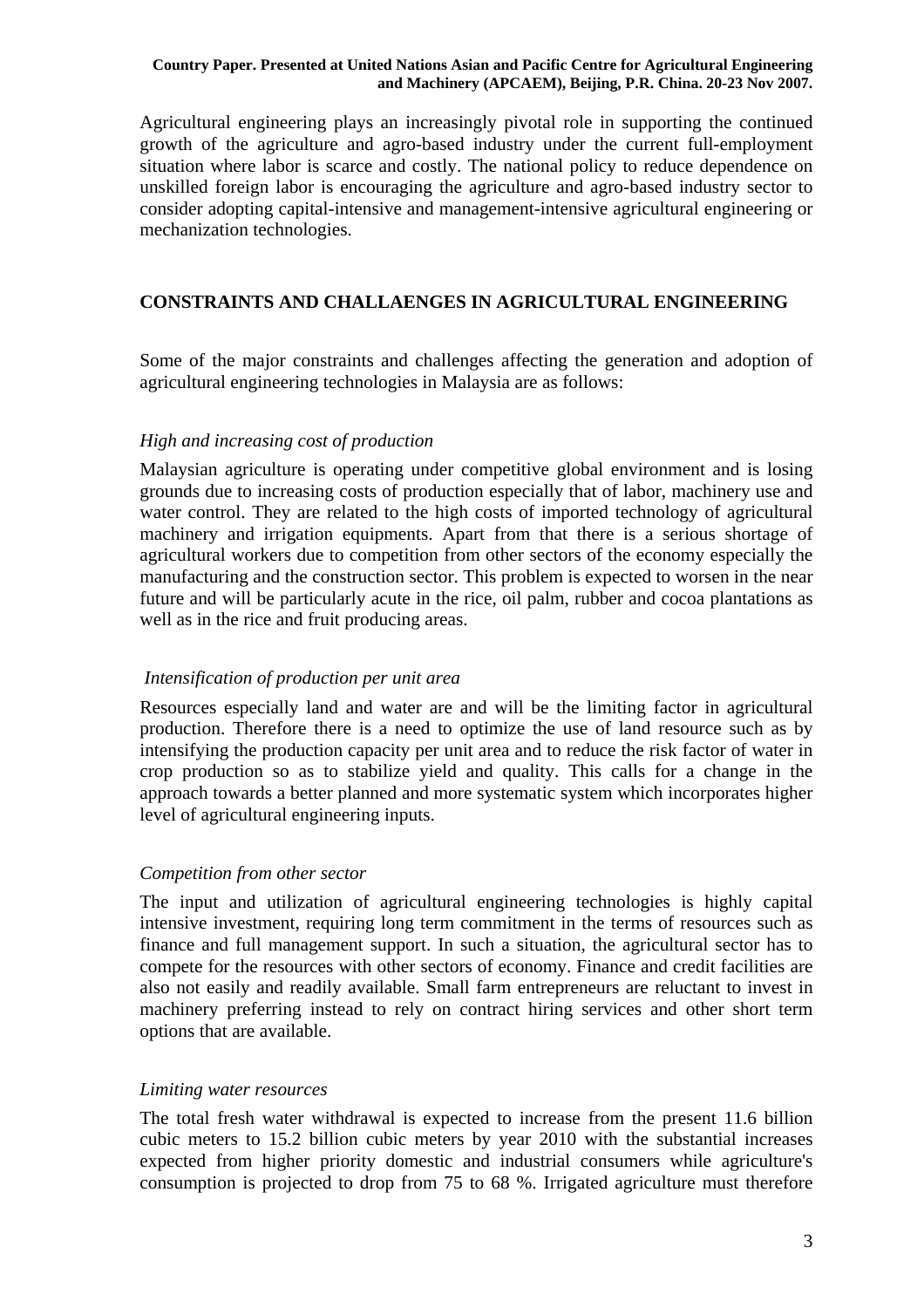Agricultural engineering plays an increasingly pivotal role in supporting the continued growth of the agriculture and agro-based industry under the current full-employment situation where labor is scarce and costly. The national policy to reduce dependence on unskilled foreign labor is encouraging the agriculture and agro-based industry sector to consider adopting capital-intensive and management-intensive agricultural engineering or mechanization technologies.

## CONSTRAINTS AND CHALLAENGES IN AGRICULTURAL ENGINEERING

Some of the major constraints and challenges affecting the generation and adoption of agricultural engineering technologies in Malaysia are as follows:

*High and increasing cost of production*

Malaysian agriculture is operating under competitive global environment and is losing grounds due to increasing costs of production especially that of labor, machinery use and water control. They are related to the high costs of imported technology of agricultural machinery and irrigation equipments. Apart from that there is a serious shortage of agricultural workers due to competition from other sectors of the economy especially the manufacturing and the construction sector. This problem is expected to worsen in the near future and will be particularly acute in the rice, oil palm, rubber and cocoa plantations as well as in the rice and fruit producing areas.

*Intensification of production per unit area*

Resources especially land and water are and will be the limiting factor in agricultural production. Therefore there is a need to optimize the use of land resource such as by intensifying the production capacity per unit area and to reduce the risk factor of water in crop production so as to stabilize yield and quality. This calls for a change in the approach towards a better planned and more systematic system which incorporates higher level of agricultural engineering inputs.

*Competition from other sector*

The input and utilization of agricultural engineering technologies is highly capital intensive investment, requiring long term commitment in the terms of resources such as finance and full management support. In such a situation, the agricultural sector has to compete for the resources with other sectors of economy. Finance and credit facilities are also not easily and readily available. Small farm entrepreneurs are reluctant to invest in machinery preferring instead to rely on contract hiring services and other short term options that are available.

*Limiting water resources*

The total fresh water withdrawal is expected to increase from the present 11.6 billion cubic meters to 15.2 billion cubic meters by year 2010 with the substantial increases expected from higher priority domestic and industrial consumers while agriculture's consumption is projected to drop from 75 to 68 %. Irrigated agriculture must therefore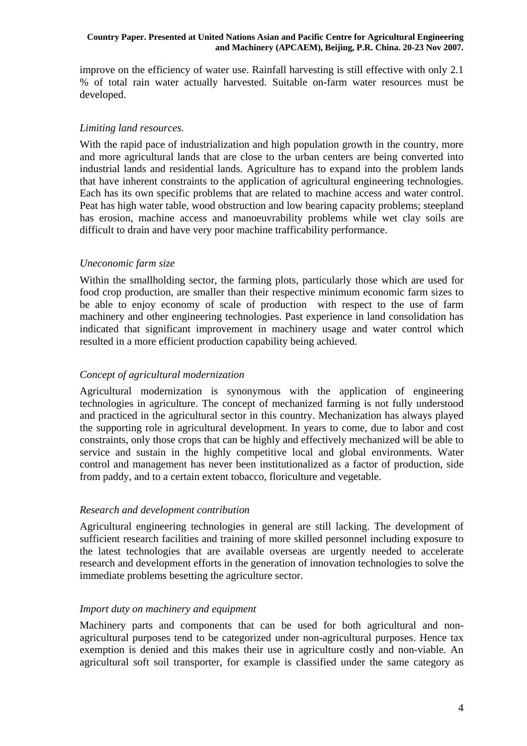improve on the efficiency of water use. Rainfall harvesting is still effective with only 2.1 % of total rain water actually harvested. Suitable on-farm water resources must be developed.

*Limiting land resources.*

With the rapid pace of industrialization and high population growth in the country, more and more agricultural lands that are close to the urban centers are being converted into industrial lands and residential lands. Agriculture has to expand into the problem lands that have inherent constraints to the application of agricultural engineering technologies. Each has its own specific problems that are related to machine access and water control. Peat has high water table, wood obstruction and low bearing capacity problems; steepland has erosion, machine access and manoeuvrability problems while wet clay soils are difficult to drain and have very poor machine trafficability performance.

*Uneconomic farm size*

Within the smallholding sector, the farming plots, particularly those which are used for food crop production, are smaller than their respective minimum economic farm sizes to be able to enjoy economy of scale of production with respect to the use of farm machinery and other engineering technologies. Past experience in land consolidation has indicated that significant improvement in machinery usage and water control which resulted in a more efficient production capability being achieved.

*Concept of agricultural modernization*

Agricultural modernization is synonymous with the application of engineering technologies in agriculture. The concept of mechanized farming is not fully understood and practiced in the agricultural sector in this country. Mechanization has always played the supporting role in agricultural development. In years to come, due to labor and cost constraints, only those crops that can be highly and effectively mechanized will be able to service and sustain in the highly competitive local and global environments. Water control and management has never been institutionalized as a factor of production, side from paddy, and to a certain extent tobacco, floriculture and vegetable.

*Research and development contribution*

Agricultural engineering technologies in general are still lacking. The development of sufficient research facilities and training of more skilled personnel including exposure to the latest technologies that are available overseas are urgently needed to accelerate research and development efforts in the generation of innovation technologies to solve the immediate problems besetting the agriculture sector.

*Import duty on machinery and equipment*

Machinery parts and components that can be used for both agricultural and non-agricultural purposes tend to be categorized under non-agricultural purposes. Hence tax exemption is denied and this makes their use in agriculture costly and non-viable. An agricultural soft soil transporter, for example is classified under the same category as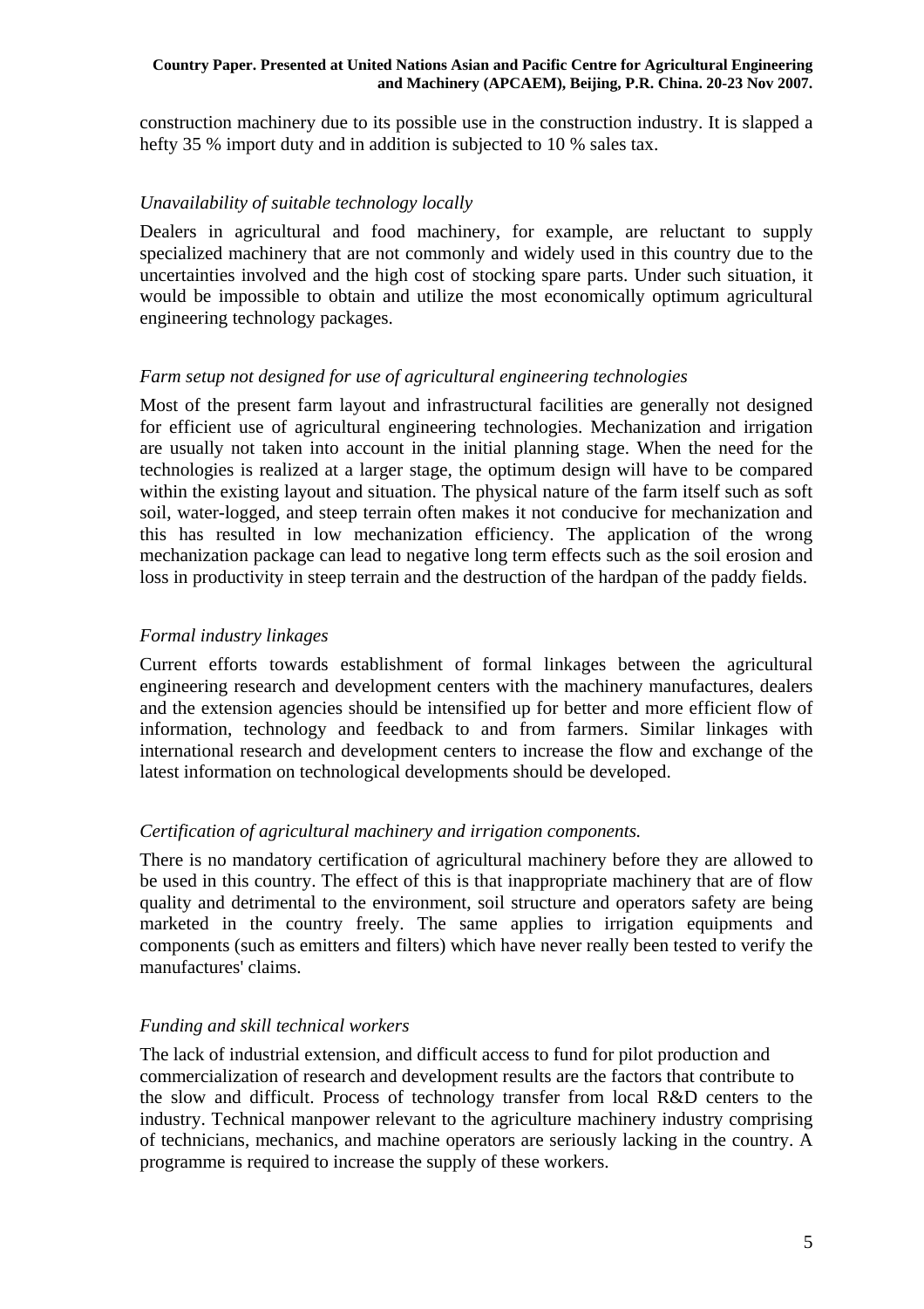construction machinery due to its possible use in the construction industry. It is slapped a hefty 35 % import duty and in addition is subjected to 10 % sales tax.

*Unavailability of suitable technology locally*

Dealers in agricultural and food machinery, for example, are reluctant to supply specialized machinery that are not commonly and widely used in this country due to the uncertainties involved and the high cost of stocking spare parts. Under such situation, it would be impossible to obtain and utilize the most economically optimum agricultural engineering technology packages.

*Farm setup not designed for use of agricultural engineering technologies*

Most of the present farm layout and infrastructural facilities are generally not designed for efficient use of agricultural engineering technologies. Mechanization and irrigation are usually not taken into account in the initial planning stage. When the need for the technologies is realized at a larger stage, the optimum design will have to be compared within the existing layout and situation. The physical nature of the farm itself such as soft soil, water-logged, and steep terrain often makes it not conducive for mechanization and this has resulted in low mechanization efficiency. The application of the wrong mechanization package can lead to negative long term effects such as the soil erosion and loss in productivity in steep terrain and the destruction of the hardpan of the paddy fields.

*Formal industry linkages*

Current efforts towards establishment of formal linkages between the agricultural engineering research and development centers with the machinery manufactures, dealers and the extension agencies should be intensified up for better and more efficient flow of information, technology and feedback to and from farmers. Similar linkages with international research and development centers to increase the flow and exchange of the latest information on technological developments should be developed.

*Certification of agricultural machinery and irrigation components.*

There is no mandatory certification of agricultural machinery before they are allowed to be used in this country. The effect of this is that inappropriate machinery that are of flow quality and detrimental to the environment, soil structure and operators safety are being marketed in the country freely. The same applies to irrigation equipments and components (such as emitters and filters) which have never really been tested to verify the manufactures' claims.

*Funding and skill technical workers*

The lack of industrial extension, and difficult access to fund for pilot production and commercialization of research and development results are the factors that contribute to the slow and difficult. Process of technology transfer from local R&D centers to the industry. Technical manpower relevant to the agriculture machinery industry comprising of technicians, mechanics, and machine operators are seriously lacking in the country. A programme is required to increase the supply of these workers.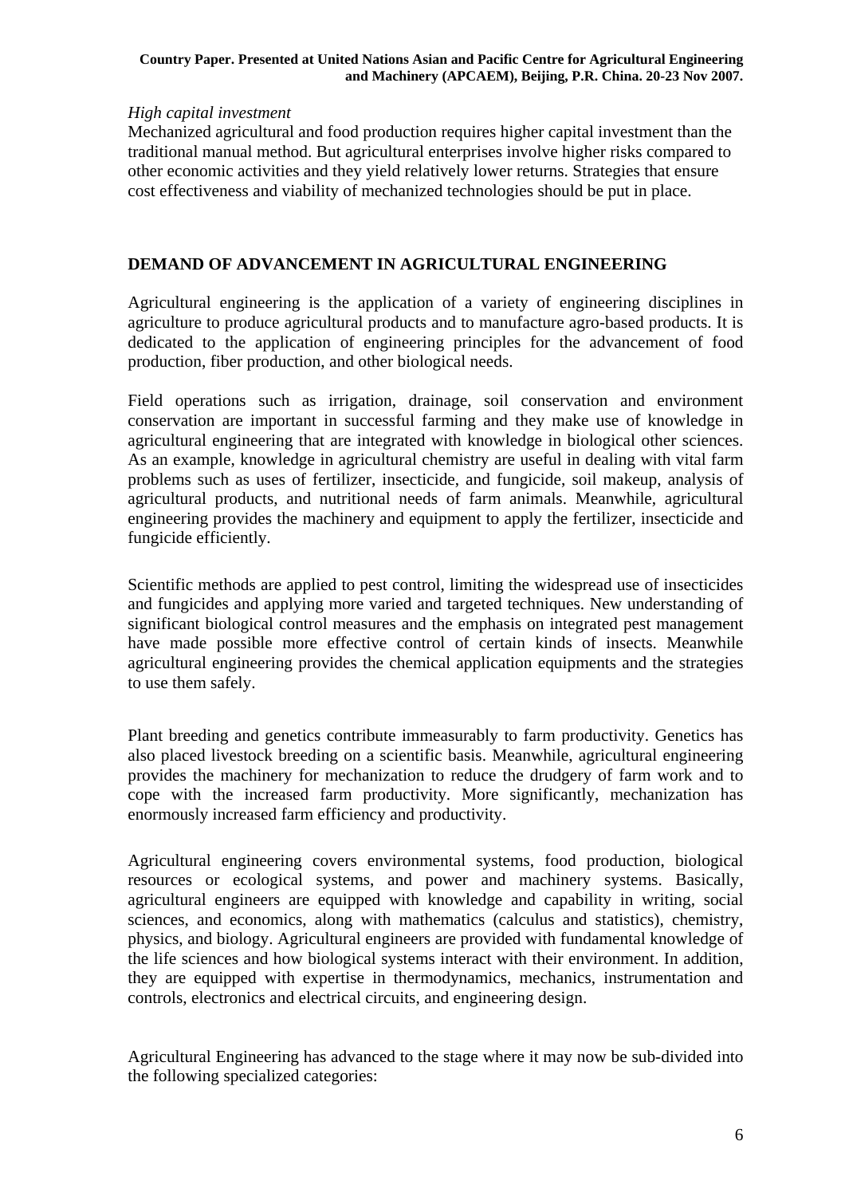*High capital investment*

Mechanized agricultural and food production requires higher capital investment than the traditional manual method. But agricultural enterprises involve higher risks compared to other economic activities and they yield relatively lower returns. Strategies that ensure cost effectiveness and viability of mechanized technologies should be put in place.

## DEMAND OF ADVANCEMENT IN AGRICULTURAL ENGINEERING

Agricultural engineering is the application of a variety of engineering disciplines in agriculture to produce agricultural products and to manufacture agro-based products. It is dedicated to the application of engineering principles for the advancement of food production, fiber production, and other biological needs.

Field operations such as irrigation, drainage, soil conservation and environment conservation are important in successful farming and they make use of knowledge in agricultural engineering that are integrated with knowledge in biological other sciences. As an example, knowledge in agricultural chemistry are useful in dealing with vital farm problems such as uses of fertilizer, insecticide, and fungicide, soil makeup, analysis of agricultural products, and nutritional needs of farm animals. Meanwhile, agricultural engineering provides the machinery and equipment to apply the fertilizer, insecticide and fungicide efficiently.

Scientific methods are applied to pest control, limiting the widespread use of insecticides and fungicides and applying more varied and targeted techniques. New understanding of significant biological control measures and the emphasis on integrated pest management have made possible more effective control of certain kinds of insects. Meanwhile agricultural engineering provides the chemical application equipments and the strategies to use them safely.

Plant breeding and genetics contribute immeasurably to farm productivity. Genetics has also placed livestock breeding on a scientific basis. Meanwhile, agricultural engineering provides the machinery for mechanization to reduce the drudgery of farm work and to cope with the increased farm productivity. More significantly, mechanization has enormously increased farm efficiency and productivity.

Agricultural engineering covers environmental systems, food production, biological resources or ecological systems, and power and machinery systems. Basically, agricultural engineers are equipped with knowledge and capability in writing, social sciences, and economics, along with mathematics (calculus and statistics), chemistry, physics, and biology. Agricultural engineers are provided with fundamental knowledge of the life sciences and how biological systems interact with their environment. In addition, they are equipped with expertise in thermodynamics, mechanics, instrumentation and controls, electronics and electrical circuits, and engineering design.

Agricultural Engineering has advanced to the stage where it may now be sub-divided into the following specialized categories: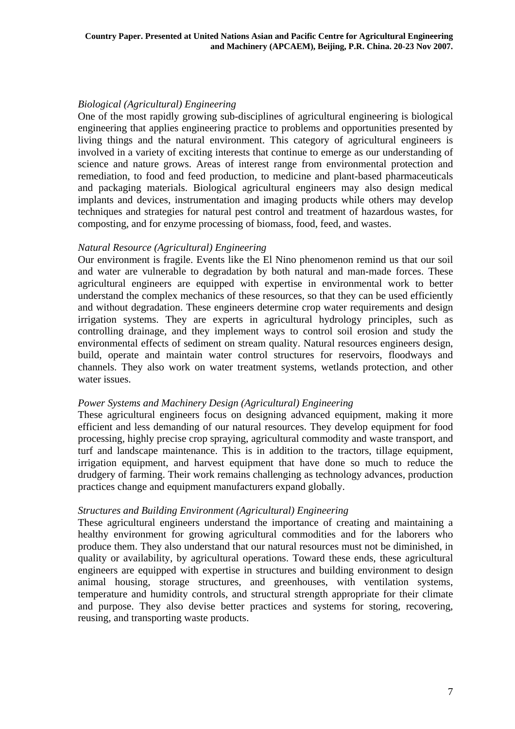*Biological (Agricultural) Engineering*

One of the most rapidly growing sub-disciplines of agricultural engineering is biological engineering that applies engineering practice to problems and opportunities presented by living things and the natural environment. This category of agricultural engineers is involved in a variety of exciting interests that continue to emerge as our understanding of science and nature grows. Areas of interest range from environmental protection and remediation, to food and feed production, to medicine and plant-based pharmaceuticals and packaging materials. Biological agricultural engineers may also design medical implants and devices, instrumentation and imaging products while others may develop techniques and strategies for natural pest control and treatment of hazardous wastes, for composting, and for enzyme processing of biomass, food, feed, and wastes.

*Natural Resource (Agricultural) Engineering*

Our environment is fragile. Events like the El Nino phenomenon remind us that our soil and water are vulnerable to degradation by both natural and man-made forces. These agricultural engineers are equipped with expertise in environmental work to better understand the complex mechanics of these resources, so that they can be used efficiently and without degradation. These engineers determine crop water requirements and design irrigation systems. They are experts in agricultural hydrology principles, such as controlling drainage, and they implement ways to control soil erosion and study the environmental effects of sediment on stream quality. Natural resources engineers design, build, operate and maintain water control structures for reservoirs, floodways and channels. They also work on water treatment systems, wetlands protection, and other water issues.

*Power Systems and Machinery Design (Agricultural) Engineering*

These agricultural engineers focus on designing advanced equipment, making it more efficient and less demanding of our natural resources. They develop equipment for food processing, highly precise crop spraying, agricultural commodity and waste transport, and turf and landscape maintenance. This is in addition to the tractors, tillage equipment, irrigation equipment, and harvest equipment that have done so much to reduce the drudgery of farming. Their work remains challenging as technology advances, production practices change and equipment manufacturers expand globally.

*Structures and Building Environment (Agricultural) Engineering*

These agricultural engineers understand the importance of creating and maintaining a healthy environment for growing agricultural commodities and for the laborers who produce them. They also understand that our natural resources must not be diminished, in quality or availability, by agricultural operations. Toward these ends, these agricultural engineers are equipped with expertise in structures and building environment to design animal housing, storage structures, and greenhouses, with ventilation systems, temperature and humidity controls, and structural strength appropriate for their climate and purpose. They also devise better practices and systems for storing, recovering, reusing, and transporting waste products.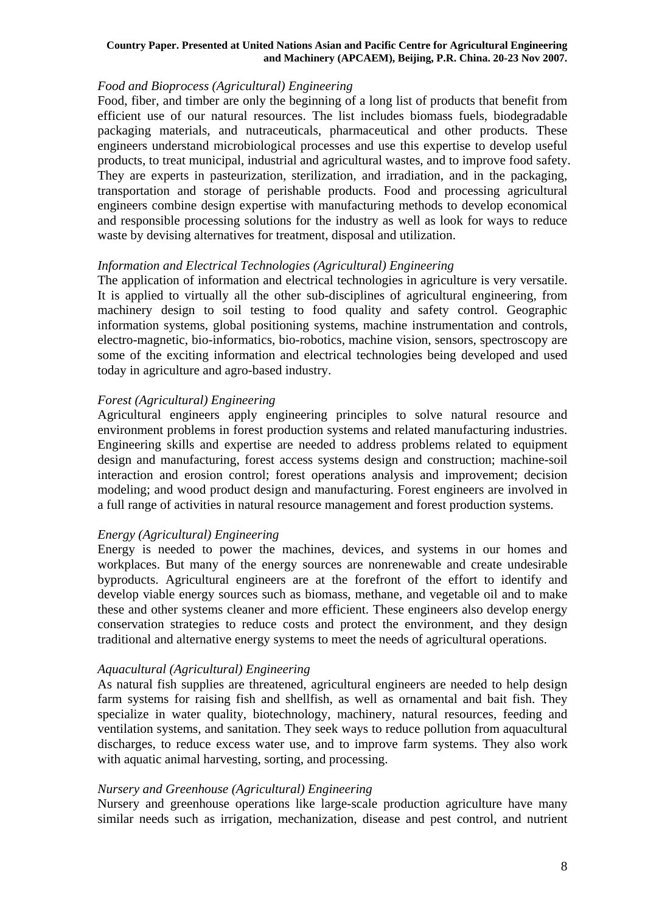*Food and Bioprocess (Agricultural) Engineering*
Food, fiber, and timber are only the beginning of a long list of products that benefit from efficient use of our natural resources. The list includes biomass fuels, biodegradable packaging materials, and nutraceuticals, pharmaceutical and other products. These engineers understand microbiological processes and use this expertise to develop useful products, to treat municipal, industrial and agricultural wastes, and to improve food safety. They are experts in pasteurization, sterilization, and irradiation, and in the packaging, transportation and storage of perishable products. Food and processing agricultural engineers combine design expertise with manufacturing methods to develop economical and responsible processing solutions for the industry as well as look for ways to reduce waste by devising alternatives for treatment, disposal and utilization.

*Information and Electrical Technologies (Agricultural) Engineering*
The application of information and electrical technologies in agriculture is very versatile. It is applied to virtually all the other sub-disciplines of agricultural engineering, from machinery design to soil testing to food quality and safety control. Geographic information systems, global positioning systems, machine instrumentation and controls, electro-magnetic, bio-informatics, bio-robotics, machine vision, sensors, spectroscopy are some of the exciting information and electrical technologies being developed and used today in agriculture and agro-based industry.

*Forest (Agricultural) Engineering*
Agricultural engineers apply engineering principles to solve natural resource and environment problems in forest production systems and related manufacturing industries. Engineering skills and expertise are needed to address problems related to equipment design and manufacturing, forest access systems design and construction; machine-soil interaction and erosion control; forest operations analysis and improvement; decision modeling; and wood product design and manufacturing. Forest engineers are involved in a full range of activities in natural resource management and forest production systems.

*Energy (Agricultural) Engineering*
Energy is needed to power the machines, devices, and systems in our homes and workplaces. But many of the energy sources are nonrenewable and create undesirable byproducts. Agricultural engineers are at the forefront of the effort to identify and develop viable energy sources such as biomass, methane, and vegetable oil and to make these and other systems cleaner and more efficient. These engineers also develop energy conservation strategies to reduce costs and protect the environment, and they design traditional and alternative energy systems to meet the needs of agricultural operations.

*Aquacultural (Agricultural) Engineering*
As natural fish supplies are threatened, agricultural engineers are needed to help design farm systems for raising fish and shellfish, as well as ornamental and bait fish. They specialize in water quality, biotechnology, machinery, natural resources, feeding and ventilation systems, and sanitation. They seek ways to reduce pollution from aquacultural discharges, to reduce excess water use, and to improve farm systems. They also work with aquatic animal harvesting, sorting, and processing.

*Nursery and Greenhouse (Agricultural) Engineering*
Nursery and greenhouse operations like large-scale production agriculture have many similar needs such as irrigation, mechanization, disease and pest control, and nutrient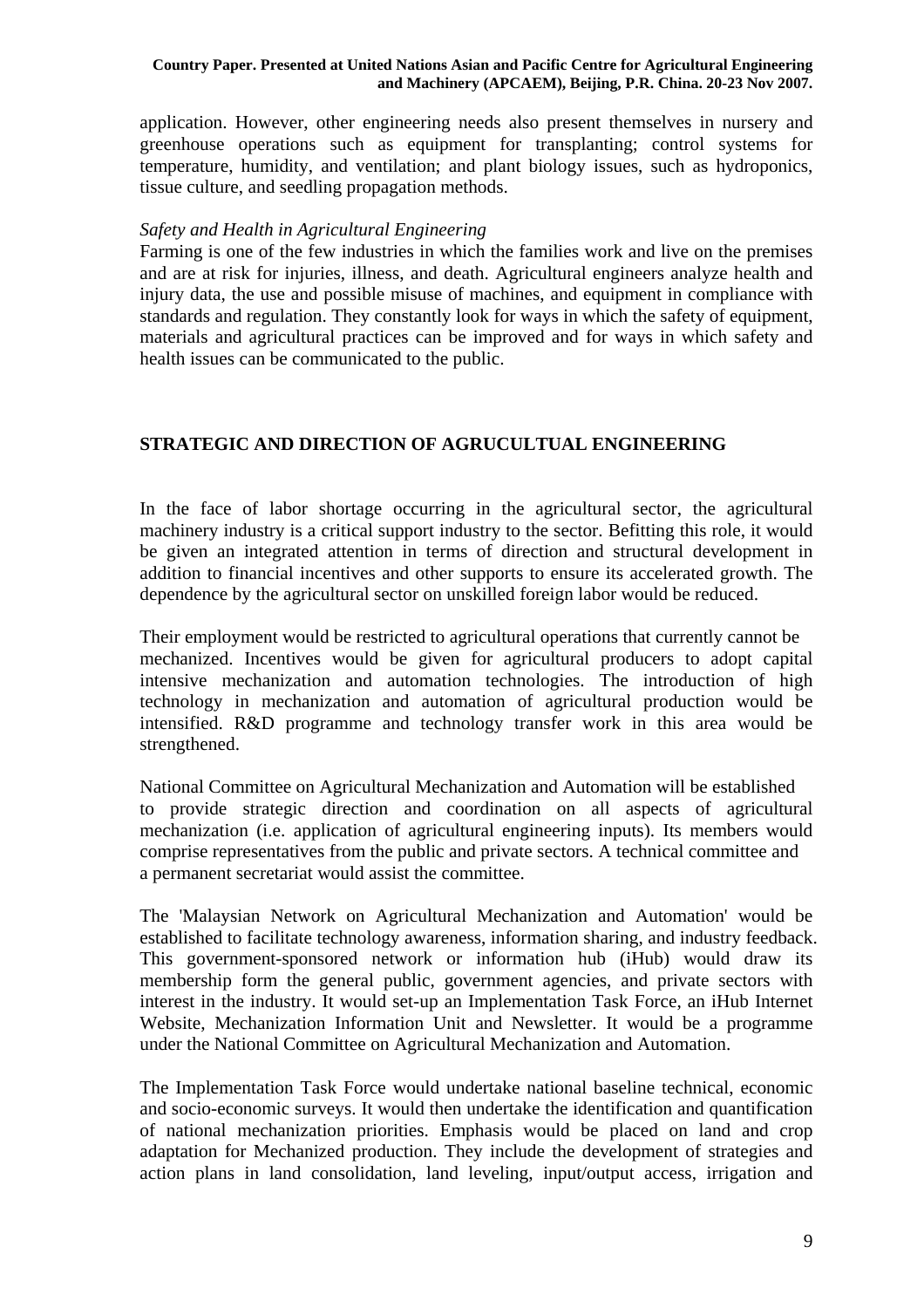application. However, other engineering needs also present themselves in nursery and greenhouse operations such as equipment for transplanting; control systems for temperature, humidity, and ventilation; and plant biology issues, such as hydroponics, tissue culture, and seedling propagation methods.

*Safety and Health in Agricultural Engineering*

Farming is one of the few industries in which the families work and live on the premises and are at risk for injuries, illness, and death. Agricultural engineers analyze health and injury data, the use and possible misuse of machines, and equipment in compliance with standards and regulation. They constantly look for ways in which the safety of equipment, materials and agricultural practices can be improved and for ways in which safety and health issues can be communicated to the public.

## STRATEGIC AND DIRECTION OF AGRUCULTUAL ENGINEERING

In the face of labor shortage occurring in the agricultural sector, the agricultural machinery industry is a critical support industry to the sector. Befitting this role, it would be given an integrated attention in terms of direction and structural development in addition to financial incentives and other supports to ensure its accelerated growth. The dependence by the agricultural sector on unskilled foreign labor would be reduced.

Their employment would be restricted to agricultural operations that currently cannot be mechanized. Incentives would be given for agricultural producers to adopt capital intensive mechanization and automation technologies. The introduction of high technology in mechanization and automation of agricultural production would be intensified. R&D programme and technology transfer work in this area would be strengthened.

National Committee on Agricultural Mechanization and Automation will be established to provide strategic direction and coordination on all aspects of agricultural mechanization (i.e. application of agricultural engineering inputs). Its members would comprise representatives from the public and private sectors. A technical committee and a permanent secretariat would assist the committee.

The 'Malaysian Network on Agricultural Mechanization and Automation' would be established to facilitate technology awareness, information sharing, and industry feedback. This government-sponsored network or information hub (iHub) would draw its membership form the general public, government agencies, and private sectors with interest in the industry. It would set-up an Implementation Task Force, an iHub Internet Website, Mechanization Information Unit and Newsletter. It would be a programme under the National Committee on Agricultural Mechanization and Automation.

The Implementation Task Force would undertake national baseline technical, economic and socio-economic surveys. It would then undertake the identification and quantification of national mechanization priorities. Emphasis would be placed on land and crop adaptation for Mechanized production. They include the development of strategies and action plans in land consolidation, land leveling, input/output access, irrigation and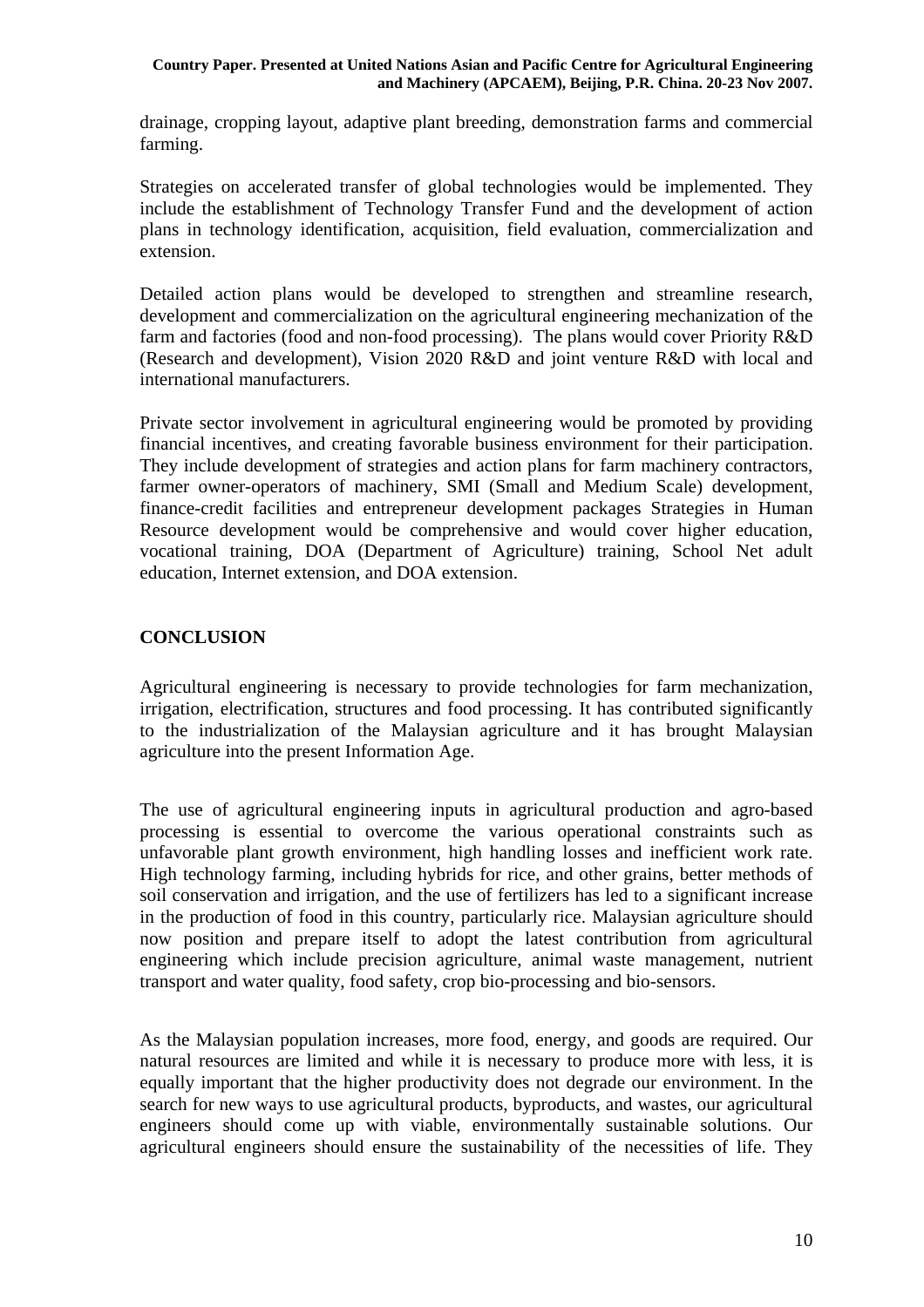drainage, cropping layout, adaptive plant breeding, demonstration farms and commercial farming.

Strategies on accelerated transfer of global technologies would be implemented. They include the establishment of Technology Transfer Fund and the development of action plans in technology identification, acquisition, field evaluation, commercialization and extension.

Detailed action plans would be developed to strengthen and streamline research, development and commercialization on the agricultural engineering mechanization of the farm and factories (food and non-food processing). The plans would cover Priority R&D (Research and development), Vision 2020 R&D and joint venture R&D with local and international manufacturers.

Private sector involvement in agricultural engineering would be promoted by providing financial incentives, and creating favorable business environment for their participation. They include development of strategies and action plans for farm machinery contractors, farmer owner-operators of machinery, SMI (Small and Medium Scale) development, finance-credit facilities and entrepreneur development packages Strategies in Human Resource development would be comprehensive and would cover higher education, vocational training, DOA (Department of Agriculture) training, School Net adult education, Internet extension, and DOA extension.

## CONCLUSION

Agricultural engineering is necessary to provide technologies for farm mechanization, irrigation, electrification, structures and food processing. It has contributed significantly to the industrialization of the Malaysian agriculture and it has brought Malaysian agriculture into the present Information Age.

The use of agricultural engineering inputs in agricultural production and agro-based processing is essential to overcome the various operational constraints such as unfavorable plant growth environment, high handling losses and inefficient work rate. High technology farming, including hybrids for rice, and other grains, better methods of soil conservation and irrigation, and the use of fertilizers has led to a significant increase in the production of food in this country, particularly rice. Malaysian agriculture should now position and prepare itself to adopt the latest contribution from agricultural engineering which include precision agriculture, animal waste management, nutrient transport and water quality, food safety, crop bio-processing and bio-sensors.

As the Malaysian population increases, more food, energy, and goods are required. Our natural resources are limited and while it is necessary to produce more with less, it is equally important that the higher productivity does not degrade our environment. In the search for new ways to use agricultural products, byproducts, and wastes, our agricultural engineers should come up with viable, environmentally sustainable solutions. Our agricultural engineers should ensure the sustainability of the necessities of life. They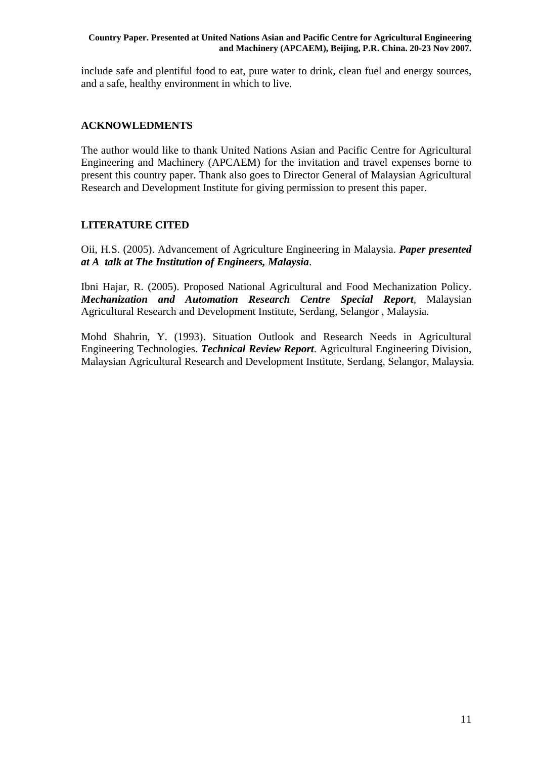include safe and plentiful food to eat, pure water to drink, clean fuel and energy sources, and a safe, healthy environment in which to live.

## ACKNOWLEDMENTS

The author would like to thank United Nations Asian and Pacific Centre for Agricultural Engineering and Machinery (APCAEM) for the invitation and travel expenses borne to present this country paper. Thank also goes to Director General of Malaysian Agricultural Research and Development Institute for giving permission to present this paper.

## LITERATURE CITED

Oii, H.S. (2005). Advancement of Agriculture Engineering in Malaysia. ***Paper presented at A talk at The Institution of Engineers, Malaysia***.

Ibni Hajar, R. (2005). Proposed National Agricultural and Food Mechanization Policy. ***Mechanization and Automation Research Centre Special Report***, Malaysian Agricultural Research and Development Institute, Serdang, Selangor , Malaysia.

Mohd Shahrin, Y. (1993). Situation Outlook and Research Needs in Agricultural Engineering Technologies. ***Technical Review Report***. Agricultural Engineering Division, Malaysian Agricultural Research and Development Institute, Serdang, Selangor, Malaysia.